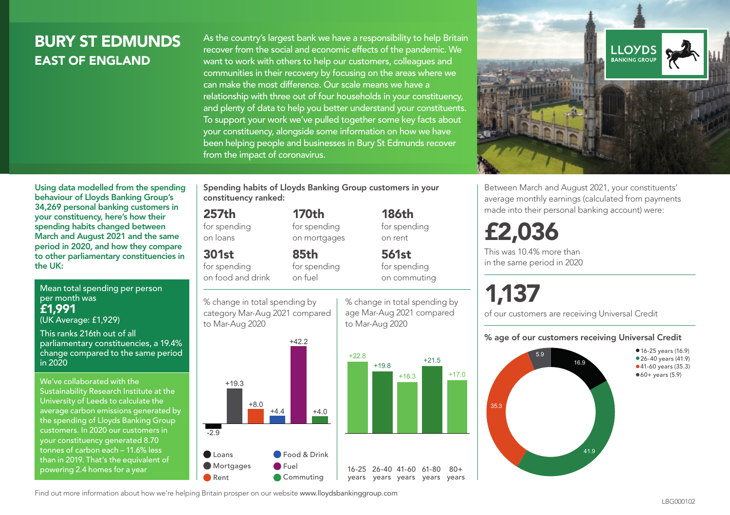# BURY ST EDMUNDS
## EAST OF ENGLAND

As the country's largest bank we have a responsibility to help Britain recover from the social and economic effects of the pandemic. We want to work with others to help our customers, colleagues and communities in their recovery by focusing on the areas where we can make the most difference. Our scale means we have a relationship with three out of four households in your constituency, and plenty of data to help you better understand your constituents. To support your work we've pulled together some key facts about your constituency, alongside some information on how we have been helping people and businesses in Bury St Edmunds recover from the impact of coronavirus.

LLOYDS BANKING GROUP

**Using data modelled from the spending behaviour of Lloyds Banking Group's 34,269 personal banking customers in your constituency, here's how their spending habits changed between March and August 2021 and the same period in 2020, and how they compare to other parliamentary constituencies in the UK:**

Mean total spending per person per month was
**£1,991**
(UK Average: £1,929)

This ranks 216th out of all parliamentary constituencies, a 19.4% change compared to the same period in 2020

We've collaborated with the Sustainability Research Institute at the University of Leeds to calculate the average carbon emissions generated by the spending of Lloyds Banking Group customers. In 2020 our customers in your constituency generated 8.70 tonnes of carbon each – 11.6% less than in 2019. That's the equivalent of powering 2.4 homes for a year

**Spending habits of Lloyds Banking Group customers in your constituency ranked:**

| | | |
|---|---|---|
| **257th** for spending on loans | **170th** for spending on mortgages | **186th** for spending on rent |
| **301st** for spending on food and drink | **85th** for spending on fuel | **561st** for spending on commuting |

% change in total spending by category Mar-Aug 2021 compared to Mar-Aug 2020

| Category | % change |
|---|---|
| Loans | -2.9 |
| Mortgages | +19.3 |
| Rent | +8.0 |
| Food & Drink | +4.4 |
| Fuel | +42.2 |
| Commuting | +4.0 |

% change in total spending by age Mar-Aug 2021 compared to Mar-Aug 2020

| Age | % change |
|---|---|
| 16-25 years | +22.8 |
| 26-40 years | +19.8 |
| 41-60 years | +16.3 |
| 61-80 years | +21.5 |
| 80+ years | +17.0 |

Between March and August 2021, your constituents' average monthly earnings (calculated from payments made into their personal banking account) were:

**£2,036**

This was 10.4% more than in the same period in 2020

**1,137**

of our customers are receiving Universal Credit

**% age of our customers receiving Universal Credit**

| Age | % |
|---|---|
| 16-25 years | 16.9 |
| 26-40 years | 41.9 |
| 41-60 years | 35.3 |
| 60+ years | 5.9 |

Find out more information about how we're helping Britain prosper on our website www.lloydsbankinggroup.com

LBG000102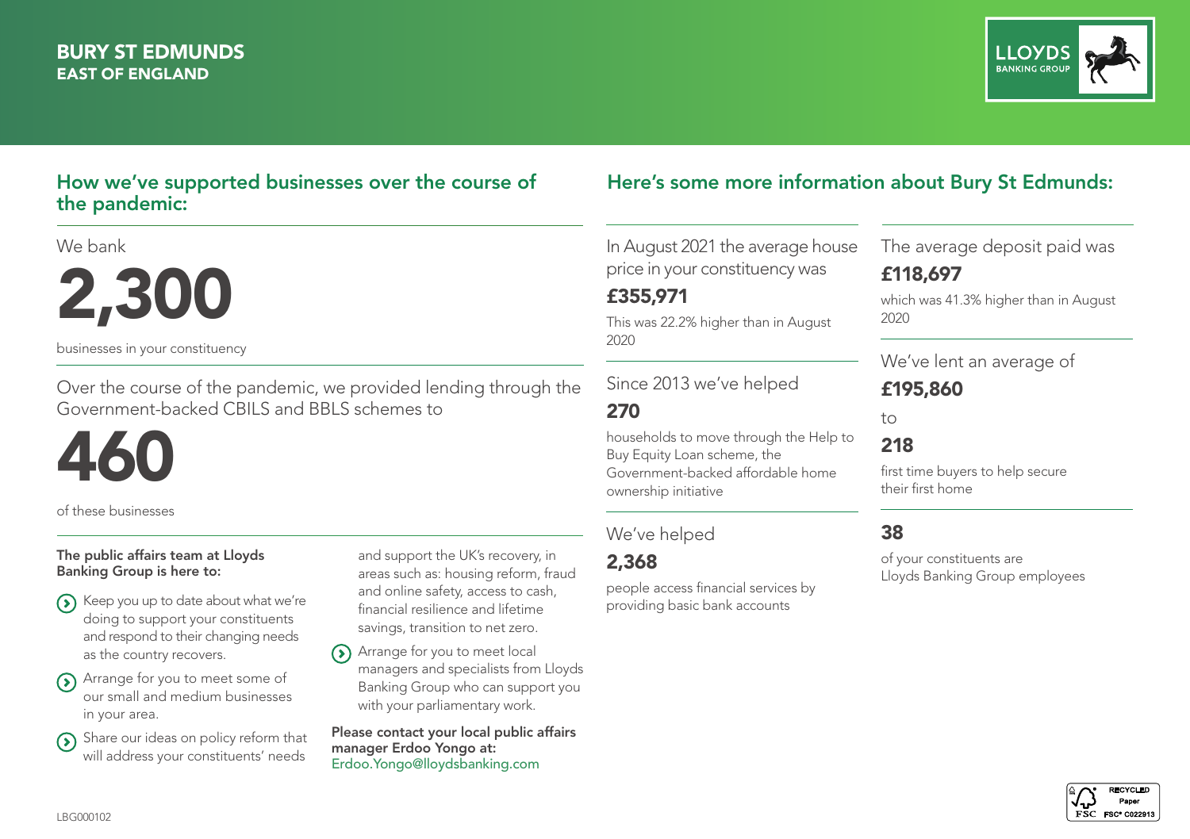# BURY ST EDMUNDS
## EAST OF ENGLAND

## How we've supported businesses over the course of the pandemic:

We bank

**2,300**

businesses in your constituency

Over the course of the pandemic, we provided lending through the Government-backed CBILS and BBLS schemes to

**460**

of these businesses

**The public affairs team at Lloyds Banking Group is here to:**

- Keep you up to date about what we're doing to support your constituents and respond to their changing needs as the country recovers.
- Arrange for you to meet some of our small and medium businesses in your area.
- Share our ideas on policy reform that will address your constituents' needs and support the UK's recovery, in areas such as: housing reform, fraud and online safety, access to cash, financial resilience and lifetime savings, transition to net zero.
- Arrange for you to meet local managers and specialists from Lloyds Banking Group who can support you with your parliamentary work.

**Please contact your local public affairs manager Erdoo Yongo at:**
Erdoo.Yongo@lloydsbanking.com

## Here's some more information about Bury St Edmunds:

In August 2021 the average house price in your constituency was

**£355,971**

This was 22.2% higher than in August 2020

Since 2013 we've helped

**270**

households to move through the Help to Buy Equity Loan scheme, the Government-backed affordable home ownership initiative

We've helped

**2,368**

people access financial services by providing basic bank accounts

The average deposit paid was

**£118,697**

which was 41.3% higher than in August 2020

We've lent an average of

**£195,860**

to

**218**

first time buyers to help secure their first home

**38**

of your constituents are Lloyds Banking Group employees

LBG000102